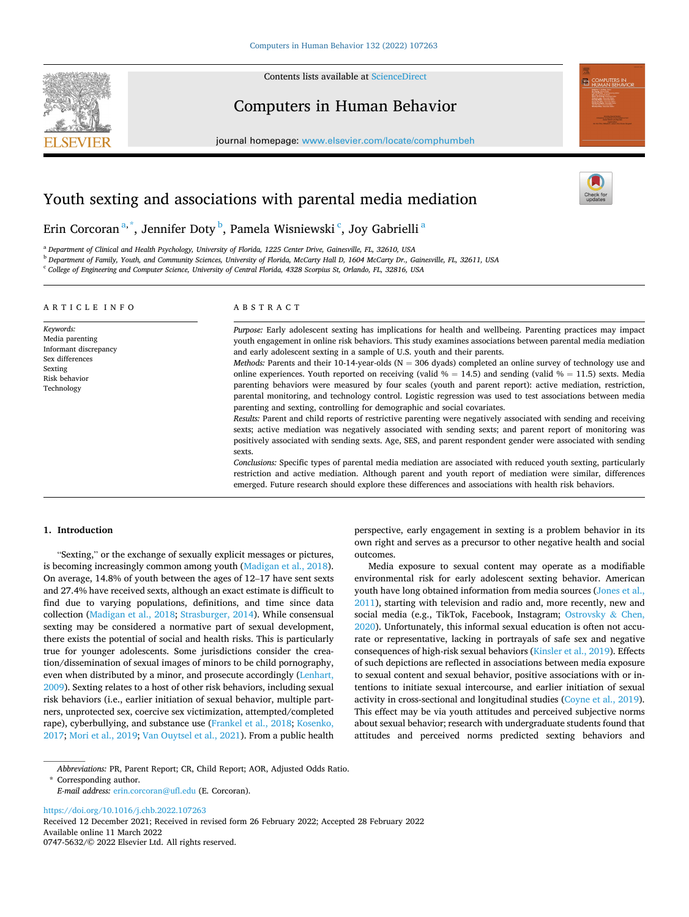# Youth sexting and associations with parental media mediation

Erin Corcoran [a,*], Jennifer Doty [b], Pamela Wisniewski [c], Joy Gabrielli [a]

[a] Department of Clinical and Health Psychology, University of Florida, 1225 Center Drive, Gainesville, FL, 32610, USA

[b] Department of Family, Youth, and Community Sciences, University of Florida, McCarty Hall D, 1604 McCarty Dr., Gainesville, FL, 32611, USA

[c] College of Engineering and Computer Science, University of Central Florida, 4328 Scorpius St, Orlando, FL, 32816, USA

## ARTICLE INFO

*Keywords:*
Media parenting
Informant discrepancy
Sex differences
Sexting
Risk behavior
Technology

## ABSTRACT

*Purpose:* Early adolescent sexting has implications for health and wellbeing. Parenting practices may impact youth engagement in online risk behaviors. This study examines associations between parental media mediation and early adolescent sexting in a sample of U.S. youth and their parents.

*Methods:* Parents and their 10-14-year-olds (N = 306 dyads) completed an online survey of technology use and online experiences. Youth reported on receiving (valid % = 14.5) and sending (valid % = 11.5) sexts. Media parenting behaviors were measured by four scales (youth and parent report): active mediation, restriction, parental monitoring, and technology control. Logistic regression was used to test associations between media parenting and sexting, controlling for demographic and social covariates.

*Results:* Parent and child reports of restrictive parenting were negatively associated with sending and receiving sexts; active mediation was negatively associated with sending sexts; and parent report of monitoring was positively associated with sending sexts. Age, SES, and parent respondent gender were associated with sending sexts.

*Conclusions:* Specific types of parental media mediation are associated with reduced youth sexting, particularly restriction and active mediation. Although parent and youth report of mediation were similar, differences emerged. Future research should explore these differences and associations with health risk behaviors.

## 1. Introduction

"Sexting," or the exchange of sexually explicit messages or pictures, is becoming increasingly common among youth (Madigan et al., 2018). On average, 14.8% of youth between the ages of 12–17 have sent sexts and 27.4% have received sexts, although an exact estimate is difficult to find due to varying populations, definitions, and time since data collection (Madigan et al., 2018; Strasburger, 2014). While consensual sexting may be considered a normative part of sexual development, there exists the potential of social and health risks. This is particularly true for younger adolescents. Some jurisdictions consider the creation/dissemination of sexual images of minors to be child pornography, even when distributed by a minor, and prosecute accordingly (Lenhart, 2009). Sexting relates to a host of other risk behaviors, including sexual risk behaviors (i.e., earlier initiation of sexual behavior, multiple partners, unprotected sex, coercive sex victimization, attempted/completed rape), cyberbullying, and substance use (Frankel et al., 2018; Kosenko, 2017; Mori et al., 2019; Van Ouytsel et al., 2021). From a public health perspective, early engagement in sexting is a problem behavior in its own right and serves as a precursor to other negative health and social outcomes.

Media exposure to sexual content may operate as a modifiable environmental risk for early adolescent sexting behavior. American youth have long obtained information from media sources (Jones et al., 2011), starting with television and radio and, more recently, new and social media (e.g., TikTok, Facebook, Instagram; Ostrovsky & Chen, 2020). Unfortunately, this informal sexual education is often not accurate or representative, lacking in portrayals of safe sex and negative consequences of high-risk sexual behaviors (Kinsler et al., 2019). Effects of such depictions are reflected in associations between media exposure to sexual content and sexual behavior, positive associations with or intentions to initiate sexual intercourse, and earlier initiation of sexual activity in cross-sectional and longitudinal studies (Coyne et al., 2019). This effect may be via youth attitudes and perceived subjective norms about sexual behavior; research with undergraduate students found that attitudes and perceived norms predicted sexting behaviors and

---

*Abbreviations:* PR, Parent Report; CR, Child Report; AOR, Adjusted Odds Ratio.

\* Corresponding author.

*E-mail address:* erin.corcoran@ufl.edu (E. Corcoran).

https://doi.org/10.1016/j.chb.2022.107263

Received 12 December 2021; Received in revised form 26 February 2022; Accepted 28 February 2022

Available online 11 March 2022

0747-5632/© 2022 Elsevier Ltd. All rights reserved.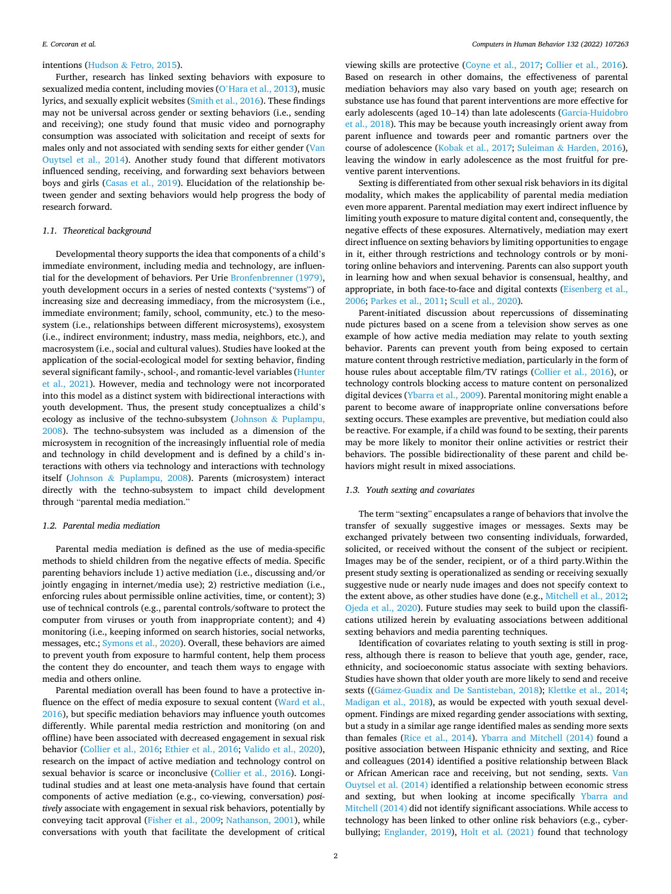intentions (Hudson & Fetro, 2015).

Further, research has linked sexting behaviors with exposure to sexualized media content, including movies (O'Hara et al., 2013), music lyrics, and sexually explicit websites (Smith et al., 2016). These findings may not be universal across gender or sexting behaviors (i.e., sending and receiving); one study found that music video and pornography consumption was associated with solicitation and receipt of sexts for males only and not associated with sending sexts for either gender (Van Ouytsel et al., 2014). Another study found that different motivators influenced sending, receiving, and forwarding sext behaviors between boys and girls (Casas et al., 2019). Elucidation of the relationship between gender and sexting behaviors would help progress the body of research forward.

### 1.1. Theoretical background

Developmental theory supports the idea that components of a child's immediate environment, including media and technology, are influential for the development of behaviors. Per Urie Bronfenbrenner (1979), youth development occurs in a series of nested contexts ("systems") of increasing size and decreasing immediacy, from the microsystem (i.e., immediate environment; family, school, community, etc.) to the mesosystem (i.e., relationships between different microsystems), exosystem (i.e., indirect environment; industry, mass media, neighbors, etc.), and macrosystem (i.e., social and cultural values). Studies have looked at the application of the social-ecological model for sexting behavior, finding several significant family-, school-, and romantic-level variables (Hunter et al., 2021). However, media and technology were not incorporated into this model as a distinct system with bidirectional interactions with youth development. Thus, the present study conceptualizes a child's ecology as inclusive of the techno-subsystem (Johnson & Puplampu, 2008). The techno-subsystem was included as a dimension of the microsystem in recognition of the increasingly influential role of media and technology in child development and is defined by a child's interactions with others via technology and interactions with technology itself (Johnson & Puplampu, 2008). Parents (microsystem) interact directly with the techno-subsystem to impact child development through "parental media mediation."

### 1.2. Parental media mediation

Parental media mediation is defined as the use of media-specific methods to shield children from the negative effects of media. Specific parenting behaviors include 1) active mediation (i.e., discussing and/or jointly engaging in internet/media use); 2) restrictive mediation (i.e., enforcing rules about permissible online activities, time, or content); 3) use of technical controls (e.g., parental controls/software to protect the computer from viruses or youth from inappropriate content); and 4) monitoring (i.e., keeping informed on search histories, social networks, messages, etc.; Symons et al., 2020). Overall, these behaviors are aimed to prevent youth from exposure to harmful content, help them process the content they do encounter, and teach them ways to engage with media and others online.

Parental mediation overall has been found to have a protective influence on the effect of media exposure to sexual content (Ward et al., 2016), but specific mediation behaviors may influence youth outcomes differently. While parental media restriction and monitoring (on and offline) have been associated with decreased engagement in sexual risk behavior (Collier et al., 2016; Ethier et al., 2016; Valido et al., 2020), research on the impact of active mediation and technology control on sexual behavior is scarce or inconclusive (Collier et al., 2016). Longitudinal studies and at least one meta-analysis have found that certain components of active mediation (e.g., co-viewing, conversation) *positively* associate with engagement in sexual risk behaviors, potentially by conveying tacit approval (Fisher et al., 2009; Nathanson, 2001), while conversations with youth that facilitate the development of critical viewing skills are protective (Coyne et al., 2017; Collier et al., 2016). Based on research in other domains, the effectiveness of parental mediation behaviors may also vary based on youth age; research on substance use has found that parent interventions are more effective for early adolescents (aged 10–14) than late adolescents (Garcia-Huidobro et al., 2018). This may be because youth increasingly orient away from parent influence and towards peer and romantic partners over the course of adolescence (Kobak et al., 2017; Suleiman & Harden, 2016), leaving the window in early adolescence as the most fruitful for preventive parent interventions.

Sexting is differentiated from other sexual risk behaviors in its digital modality, which makes the applicability of parental media mediation even more apparent. Parental mediation may exert indirect influence by limiting youth exposure to mature digital content and, consequently, the negative effects of these exposures. Alternatively, mediation may exert direct influence on sexting behaviors by limiting opportunities to engage in it, either through restrictions and technology controls or by monitoring online behaviors and intervening. Parents can also support youth in learning how and when sexual behavior is consensual, healthy, and appropriate, in both face-to-face and digital contexts (Eisenberg et al., 2006; Parkes et al., 2011; Scull et al., 2020).

Parent-initiated discussion about repercussions of disseminating nude pictures based on a scene from a television show serves as one example of how active media mediation may relate to youth sexting behavior. Parents can prevent youth from being exposed to certain mature content through restrictive mediation, particularly in the form of house rules about acceptable film/TV ratings (Collier et al., 2016), or technology controls blocking access to mature content on personalized digital devices (Ybarra et al., 2009). Parental monitoring might enable a parent to become aware of inappropriate online conversations before sexting occurs. These examples are preventive, but mediation could also be reactive. For example, if a child was found to be sexting, their parents may be more likely to monitor their online activities or restrict their behaviors. The possible bidirectionality of these parent and child behaviors might result in mixed associations.

### 1.3. Youth sexting and covariates

The term "sexting" encapsulates a range of behaviors that involve the transfer of sexually suggestive images or messages. Sexts may be exchanged privately between two consenting individuals, forwarded, solicited, or received without the consent of the subject or recipient. Images may be of the sender, recipient, or of a third party.Within the present study sexting is operationalized as sending or receiving sexually suggestive nude or nearly nude images and does not specify context to the extent above, as other studies have done (e.g., Mitchell et al., 2012; Ojeda et al., 2020). Future studies may seek to build upon the classifications utilized herein by evaluating associations between additional sexting behaviors and media parenting techniques.

Identification of covariates relating to youth sexting is still in progress, although there is reason to believe that youth age, gender, race, ethnicity, and socioeconomic status associate with sexting behaviors. Studies have shown that older youth are more likely to send and receive sexts ((Gámez-Guadix and De Santisteban, 2018); Klettke et al., 2014; Madigan et al., 2018), as would be expected with youth sexual development. Findings are mixed regarding gender associations with sexting, but a study in a similar age range identified males as sending more sexts than females (Rice et al., 2014). Ybarra and Mitchell (2014) found a positive association between Hispanic ethnicity and sexting, and Rice and colleagues (2014) identified a positive relationship between Black or African American race and receiving, but not sending, sexts. Van Ouytsel et al. (2014) identified a relationship between economic stress and sexting, but when looking at income specifically Ybarra and Mitchell (2014) did not identify significant associations. While access to technology has been linked to other online risk behaviors (e.g., cyberbullying; Englander, 2019), Holt et al. (2021) found that technology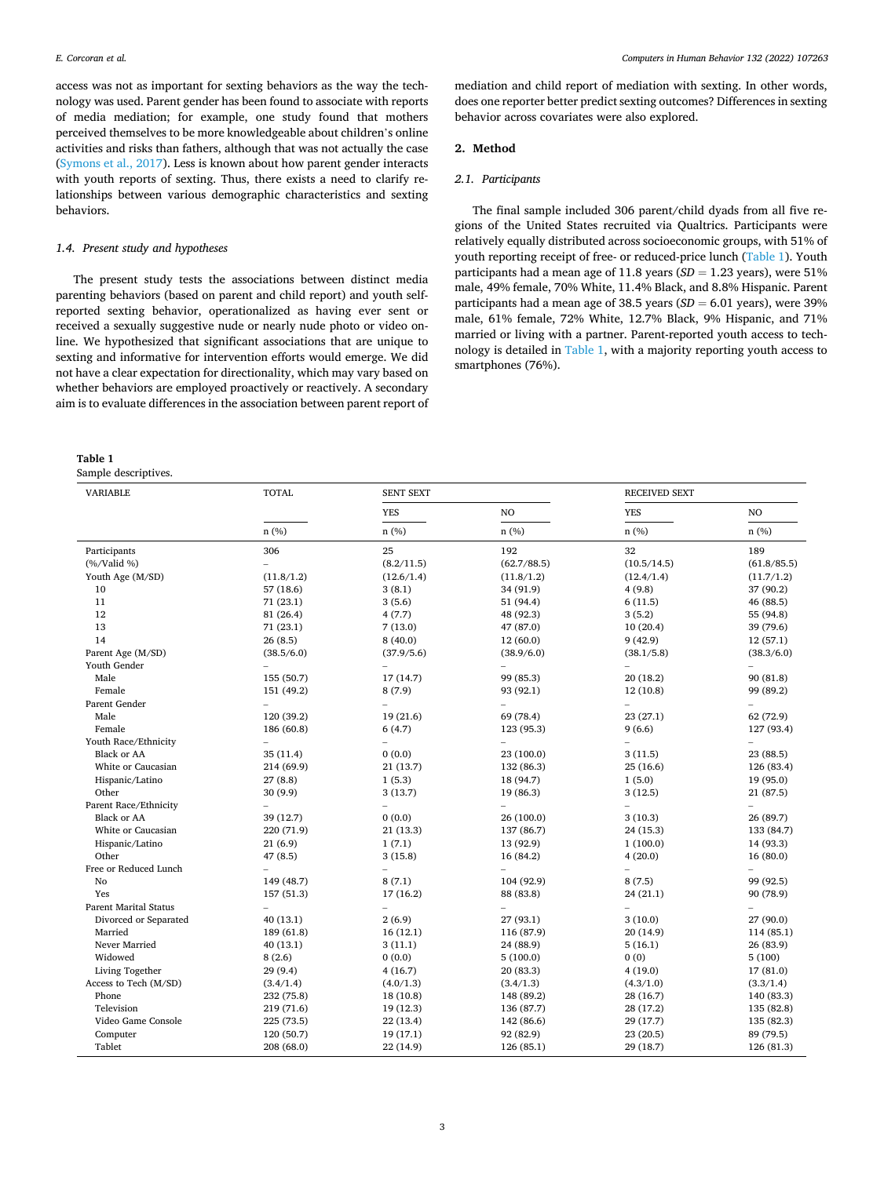access was not as important for sexting behaviors as the way the technology was used. Parent gender has been found to associate with reports of media mediation; for example, one study found that mothers perceived themselves to be more knowledgeable about children's online activities and risks than fathers, although that was not actually the case (Symons et al., 2017). Less is known about how parent gender interacts with youth reports of sexting. Thus, there exists a need to clarify relationships between various demographic characteristics and sexting behaviors.

### 1.4. Present study and hypotheses

The present study tests the associations between distinct media parenting behaviors (based on parent and child report) and youth self-reported sexting behavior, operationalized as having ever sent or received a sexually suggestive nude or nearly nude photo or video online. We hypothesized that significant associations that are unique to sexting and informative for intervention efforts would emerge. We did not have a clear expectation for directionality, which may vary based on whether behaviors are employed proactively or reactively. A secondary aim is to evaluate differences in the association between parent report of mediation and child report of mediation with sexting. In other words, does one reporter better predict sexting outcomes? Differences in sexting behavior across covariates were also explored.

## 2. Method

### 2.1. Participants

The final sample included 306 parent/child dyads from all five regions of the United States recruited via Qualtrics. Participants were relatively equally distributed across socioeconomic groups, with 51% of youth reporting receipt of free- or reduced-price lunch (Table 1). Youth participants had a mean age of 11.8 years ($SD = 1.23$ years), were 51% male, 49% female, 70% White, 11.4% Black, and 8.8% Hispanic. Parent participants had a mean age of 38.5 years ($SD = 6.01$ years), were 39% male, 61% female, 72% White, 12.7% Black, 9% Hispanic, and 71% married or living with a partner. Parent-reported youth access to technology is detailed in Table 1, with a majority reporting youth access to smartphones (76%).

**Table 1**
Sample descriptives.

| VARIABLE | TOTAL | SENT SEXT | | RECEIVED SEXT | |
|---|---|---|---|---|---|
| | | YES | NO | YES | NO |
| | n (%) | n (%) | n (%) | n (%) | n (%) |
| Participants | 306 | 25 | 192 | 32 | 189 |
| (%/Valid %) | – | (8.2/11.5) | (62.7/88.5) | (10.5/14.5) | (61.8/85.5) |
| Youth Age (M/SD) | (11.8/1.2) | (12.6/1.4) | (11.8/1.2) | (12.4/1.4) | (11.7/1.2) |
| 10 | 57 (18.6) | 3 (8.1) | 34 (91.9) | 4 (9.8) | 37 (90.2) |
| 11 | 71 (23.1) | 3 (5.6) | 51 (94.4) | 6 (11.5) | 46 (88.5) |
| 12 | 81 (26.4) | 4 (7.7) | 48 (92.3) | 3 (5.2) | 55 (94.8) |
| 13 | 71 (23.1) | 7 (13.0) | 47 (87.0) | 10 (20.4) | 39 (79.6) |
| 14 | 26 (8.5) | 8 (40.0) | 12 (60.0) | 9 (42.9) | 12 (57.1) |
| Parent Age (M/SD) | (38.5/6.0) | (37.9/5.6) | (38.9/6.0) | (38.1/5.8) | (38.3/6.0) |
| Youth Gender | – | – | – | – | – |
| Male | 155 (50.7) | 17 (14.7) | 99 (85.3) | 20 (18.2) | 90 (81.8) |
| Female | 151 (49.2) | 8 (7.9) | 93 (92.1) | 12 (10.8) | 99 (89.2) |
| Parent Gender | – | – | – | – | – |
| Male | 120 (39.2) | 19 (21.6) | 69 (78.4) | 23 (27.1) | 62 (72.9) |
| Female | 186 (60.8) | 6 (4.7) | 123 (95.3) | 9 (6.6) | 127 (93.4) |
| Youth Race/Ethnicity | – | – | – | – | – |
| Black or AA | 35 (11.4) | 0 (0.0) | 23 (100.0) | 3 (11.5) | 23 (88.5) |
| White or Caucasian | 214 (69.9) | 21 (13.7) | 132 (86.3) | 25 (16.6) | 126 (83.4) |
| Hispanic/Latino | 27 (8.8) | 1 (5.3) | 18 (94.7) | 1 (5.0) | 19 (95.0) |
| Other | 30 (9.9) | 3 (13.7) | 19 (86.3) | 3 (12.5) | 21 (87.5) |
| Parent Race/Ethnicity | – | – | – | – | – |
| Black or AA | 39 (12.7) | 0 (0.0) | 26 (100.0) | 3 (10.3) | 26 (89.7) |
| White or Caucasian | 220 (71.9) | 21 (13.3) | 137 (86.7) | 24 (15.3) | 133 (84.7) |
| Hispanic/Latino | 21 (6.9) | 1 (7.1) | 13 (92.9) | 1 (100.0) | 14 (93.3) |
| Other | 47 (8.5) | 3 (15.8) | 16 (84.2) | 4 (20.0) | 16 (80.0) |
| Free or Reduced Lunch | – | – | – | – | – |
| No | 149 (48.7) | 8 (7.1) | 104 (92.9) | 8 (7.5) | 99 (92.5) |
| Yes | 157 (51.3) | 17 (16.2) | 88 (83.8) | 24 (21.1) | 90 (78.9) |
| Parent Marital Status | – | – | – | – | – |
| Divorced or Separated | 40 (13.1) | 2 (6.9) | 27 (93.1) | 3 (10.0) | 27 (90.0) |
| Married | 189 (61.8) | 16 (12.1) | 116 (87.9) | 20 (14.9) | 114 (85.1) |
| Never Married | 40 (13.1) | 3 (11.1) | 24 (88.9) | 5 (16.1) | 26 (83.9) |
| Widowed | 8 (2.6) | 0 (0.0) | 5 (100.0) | 0 (0) | 5 (100) |
| Living Together | 29 (9.4) | 4 (16.7) | 20 (83.3) | 4 (19.0) | 17 (81.0) |
| Access to Tech (M/SD) | (3.4/1.4) | (4.0/1.3) | (3.4/1.3) | (4.3/1.0) | (3.3/1.4) |
| Phone | 232 (75.8) | 18 (10.8) | 148 (89.2) | 28 (16.7) | 140 (83.3) |
| Television | 219 (71.6) | 19 (12.3) | 136 (87.7) | 28 (17.2) | 135 (82.8) |
| Video Game Console | 225 (73.5) | 22 (13.4) | 142 (86.6) | 29 (17.7) | 135 (82.3) |
| Computer | 120 (50.7) | 19 (17.1) | 92 (82.9) | 23 (20.5) | 89 (79.5) |
| Tablet | 208 (68.0) | 22 (14.9) | 126 (85.1) | 29 (18.7) | 126 (81.3) |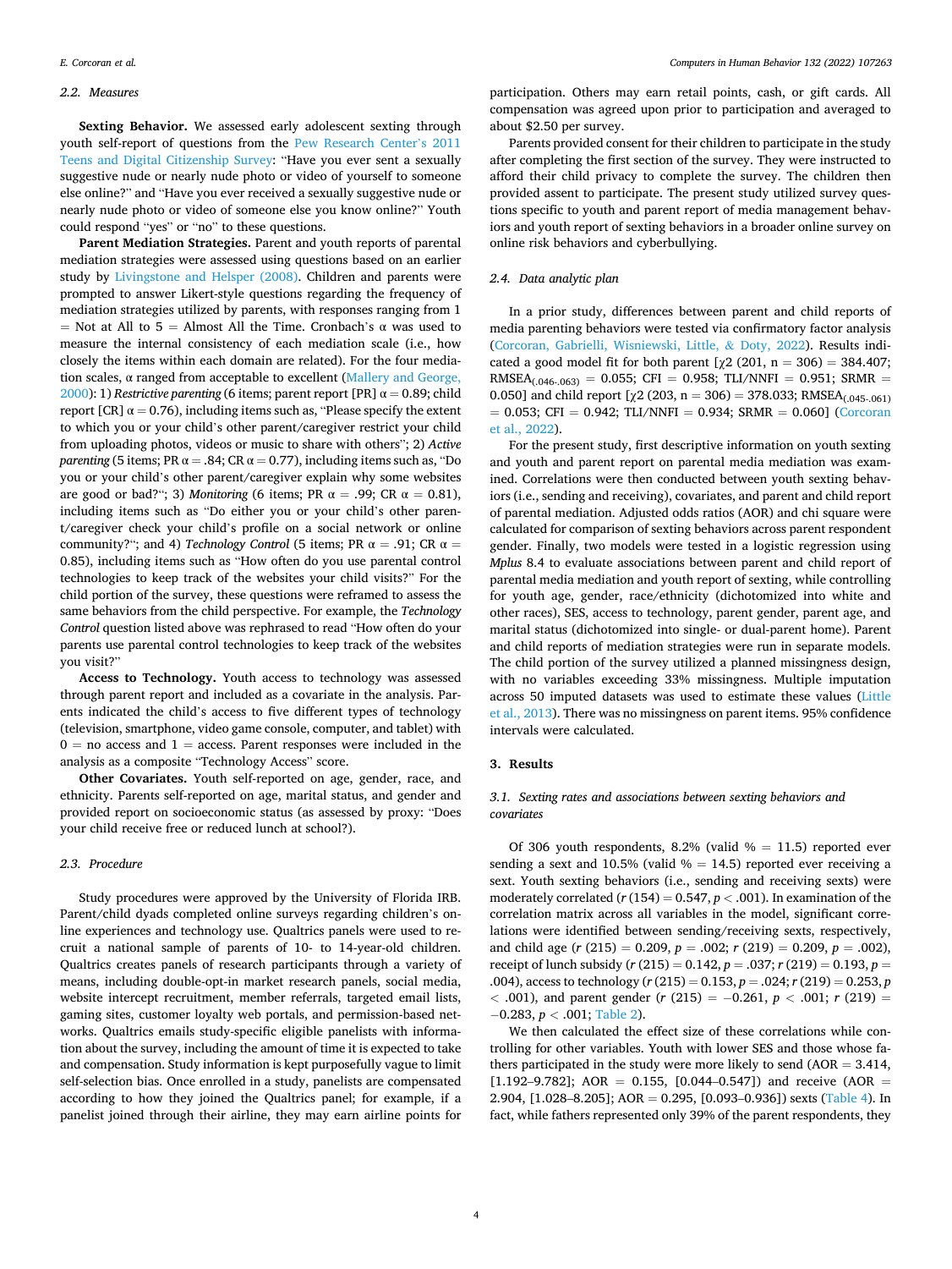### 2.2. Measures

**Sexting Behavior.** We assessed early adolescent sexting through youth self-report of questions from the Pew Research Center's 2011 Teens and Digital Citizenship Survey: "Have you ever sent a sexually suggestive nude or nearly nude photo or video of yourself to someone else online?" and "Have you ever received a sexually suggestive nude or nearly nude photo or video of someone else you know online?" Youth could respond "yes" or "no" to these questions.

**Parent Mediation Strategies.** Parent and youth reports of parental mediation strategies were assessed using questions based on an earlier study by Livingstone and Helsper (2008). Children and parents were prompted to answer Likert-style questions regarding the frequency of mediation strategies utilized by parents, with responses ranging from 1 = Not at All to 5 = Almost All the Time. Cronbach's α was used to measure the internal consistency of each mediation scale (i.e., how closely the items within each domain are related). For the four mediation scales, α ranged from acceptable to excellent (Mallery and George, 2000): 1) *Restrictive parenting* (6 items; parent report [PR] α = 0.89; child report [CR] α = 0.76), including items such as, "Please specify the extent to which you or your child's other parent/caregiver restrict your child from uploading photos, videos or music to share with others"; 2) *Active parenting* (5 items; PR α = .84; CR α = 0.77), including items such as, "Do you or your child's other parent/caregiver explain why some websites are good or bad?"; 3) *Monitoring* (6 items; PR α = .99; CR α = 0.81), including items such as "Do either you or your child's other parent/caregiver check your child's profile on a social network or online community?"; and 4) *Technology Control* (5 items; PR α = .91; CR α = 0.85), including items such as "How often do you use parental control technologies to keep track of the websites your child visits?" For the child portion of the survey, these questions were reframed to assess the same behaviors from the child perspective. For example, the *Technology Control* question listed above was rephrased to read "How often do your parents use parental control technologies to keep track of the websites you visit?"

**Access to Technology.** Youth access to technology was assessed through parent report and included as a covariate in the analysis. Parents indicated the child's access to five different types of technology (television, smartphone, video game console, computer, and tablet) with 0 = no access and 1 = access. Parent responses were included in the analysis as a composite "Technology Access" score.

**Other Covariates.** Youth self-reported on age, gender, race, and ethnicity. Parents self-reported on age, marital status, and gender and provided report on socioeconomic status (as assessed by proxy: "Does your child receive free or reduced lunch at school?).

### 2.3. Procedure

Study procedures were approved by the University of Florida IRB. Parent/child dyads completed online surveys regarding children's online experiences and technology use. Qualtrics panels were used to recruit a national sample of parents of 10- to 14-year-old children. Qualtrics creates panels of research participants through a variety of means, including double-opt-in market research panels, social media, website intercept recruitment, member referrals, targeted email lists, gaming sites, customer loyalty web portals, and permission-based networks. Qualtrics emails study-specific eligible panelists with information about the survey, including the amount of time it is expected to take and compensation. Study information is kept purposefully vague to limit self-selection bias. Once enrolled in a study, panelists are compensated according to how they joined the Qualtrics panel; for example, if a panelist joined through their airline, they may earn airline points for participation. Others may earn retail points, cash, or gift cards. All compensation was agreed upon prior to participation and averaged to about $2.50 per survey.

Parents provided consent for their children to participate in the study after completing the first section of the survey. They were instructed to afford their child privacy to complete the survey. The children then provided assent to participate. The present study utilized survey questions specific to youth and parent report of media management behaviors and youth report of sexting behaviors in a broader online survey on online risk behaviors and cyberbullying.

### 2.4. Data analytic plan

In a prior study, differences between parent and child reports of media parenting behaviors were tested via confirmatory factor analysis (Corcoran, Gabrielli, Wisniewski, Little, & Doty, 2022). Results indicated a good model fit for both parent [$\chi2$ (201, n = 306) = 384.407; $RMSEA_{(.046-.063)}$ = 0.055; CFI = 0.958; TLI/NNFI = 0.951; SRMR = 0.050] and child report [$\chi2$ (203, n = 306) = 378.033; $RMSEA_{(.045-.061)}$ = 0.053; CFI = 0.942; TLI/NNFI = 0.934; SRMR = 0.060] (Corcoran et al., 2022).

For the present study, first descriptive information on youth sexting and youth and parent report on parental media mediation was examined. Correlations were then conducted between youth sexting behaviors (i.e., sending and receiving), covariates, and parent and child report of parental mediation. Adjusted odds ratios (AOR) and chi square were calculated for comparison of sexting behaviors across parent respondent gender. Finally, two models were tested in a logistic regression using *Mplus* 8.4 to evaluate associations between parent and child report of parental media mediation and youth report of sexting, while controlling for youth age, gender, race/ethnicity (dichotomized into white and other races), SES, access to technology, parent gender, parent age, and marital status (dichotomized into single- or dual-parent home). Parent and child reports of mediation strategies were run in separate models. The child portion of the survey utilized a planned missingness design, with no variables exceeding 33% missingness. Multiple imputation across 50 imputed datasets was used to estimate these values (Little et al., 2013). There was no missingness on parent items. 95% confidence intervals were calculated.

## 3. Results

### 3.1. Sexting rates and associations between sexting behaviors and covariates

Of 306 youth respondents, 8.2% (valid % = 11.5) reported ever sending a sext and 10.5% (valid % = 14.5) reported ever receiving a sext. Youth sexting behaviors (i.e., sending and receiving sexts) were moderately correlated ($r$ (154) = 0.547, $p < .001$). In examination of the correlation matrix across all variables in the model, significant correlations were identified between sending/receiving sexts, respectively, and child age ($r$ (215) = 0.209, $p = .002$; $r$ (219) = 0.209, $p = .002$), receipt of lunch subsidy ($r$ (215) = 0.142, $p = .037$; $r$ (219) = 0.193, $p = .004$), access to technology ($r$ (215) = 0.153, $p = .024$; $r$ (219) = 0.253, $p < .001$), and parent gender ($r$ (215) = −0.261, $p < .001$; $r$ (219) = −0.283, $p < .001$; Table 2).

We then calculated the effect size of these correlations while controlling for other variables. Youth with lower SES and those whose fathers participated in the study were more likely to send (AOR = 3.414, [1.192–9.782]; AOR = 0.155, [0.044–0.547]) and receive (AOR = 2.904, [1.028–8.205]; AOR = 0.295, [0.093–0.936]) sexts (Table 4). In fact, while fathers represented only 39% of the parent respondents, they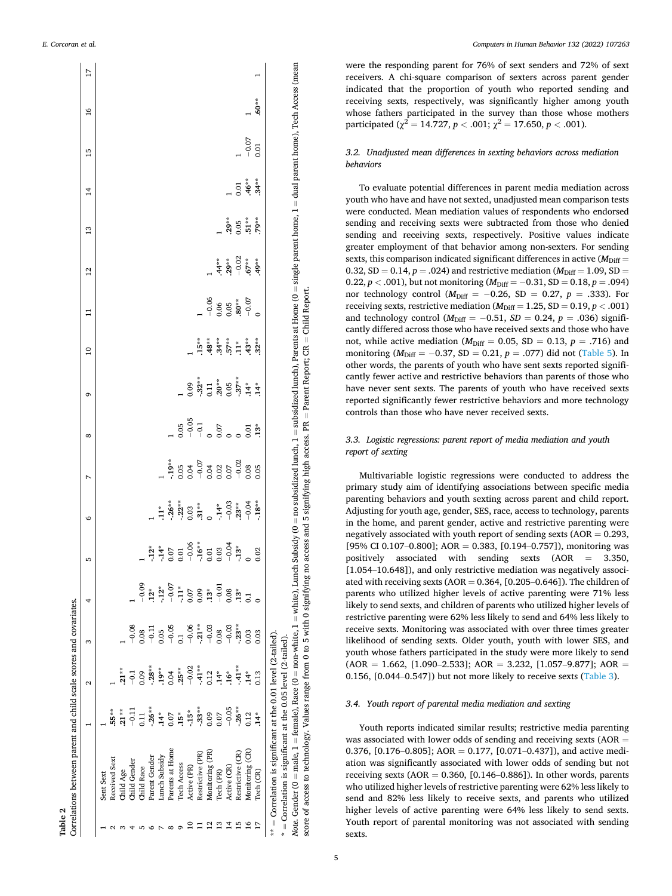**Table 2**
Correlations between parent and child scale scores and covariates.

| | | 1 | 2 | 3 | 4 | 5 | 6 | 7 | 8 | 9 | 10 | 11 | 12 | 13 | 14 | 15 | 16 | 17 |
|---|---|---|---|---|---|---|---|---|---|---|---|---|---|---|---|---|---|---|
| 1 | Sent Sext | 1 | | | | | | | | | | | | | | | | |
| 2 | Received Sext | .55** | 1 | | | | | | | | | | | | | | | |
| 3 | Child Age | .21** | .21** | 1 | | | | | | | | | | | | | | |
| 4 | Child Gender | −0.11 | −0.1 | −0.08 | 1 | | | | | | | | | | | | | |
| 5 | Child Race | 0.11 | 0.09 | 0.08 | −0.09 | 1 | | | | | | | | | | | | |
| 6 | Parent Gender | -.26** | -.28** | −0.11 | .12* | -.12* | 1 | | | | | | | | | | | |
| 7 | Lunch Subsidy | .14* | .19** | 0.05 | -.12* | -.14* | .11* | 1 | | | | | | | | | | |
| 8 | Parents at Home | 0.07 | 0.04 | −0.05 | −0.07 | 0.07 | -.26** | -.19** | 1 | | | | | | | | | |
| 9 | Tech Access | .15* | .25** | 0.1 | -.11* | 0.01 | -.22** | 0.05 | 0.05 | 1 | | | | | | | | |
| 10 | Active (PR) | -.15* | −0.02 | −0.06 | 0.07 | −0.06 | 0.03 | 0.04 | −0.05 | 0.09 | 1 | | | | | | | |
| 11 | Restrictive (PR) | -.33** | -.41** | -.21** | 0.09 | -.16** | .31** | −0.07 | −0.1 | -.32** | .15** | 1 | | | | | | |
| 12 | Monitoring (PR) | 0.09 | 0.12 | −0.03 | .13* | 0.01 | 0 | 0.04 | 0 | 0.11 | .48** | −0.06 | 1 | | | | | |
| 13 | Tech (PR) | 0.07 | .14* | 0.08 | −0.01 | 0.03 | -.14* | 0.02 | 0.07 | .20** | .34** | 0.06 | .44** | 1 | | | | |
| 14 | Active (CR) | −0.05 | .16* | −0.03 | 0.08 | −0.04 | −0.03 | 0.07 | 0 | 0.05 | .57** | 0.05 | .29** | .29** | 1 | | | |
| 15 | Restrictive (CR) | -.26** | -.41** | -.23** | .13* | -.13* | .23** | −0.02 | 0 | -.37** | .11* | .80** | −0.02 | 0.05 | 0.01 | 1 | | |
| 16 | Monitoring (CR) | 0.12 | .14* | 0.03 | 0.1 | 0 | −0.04 | 0.08 | 0.01 | .14* | .43** | −0.07 | .67** | .51** | .46** | −0.07 | 1 | |
| 17 | Tech (CR) | .14* | 0.13 | 0.03 | 0 | 0.02 | -.18** | 0.05 | .13* | .14* | .32** | 0 | .49** | .79** | .34** | 0.01 | .60** | 1 |

** = Correlation is significant at the 0.01 level (2-tailed).
* = Correlation is significant at the 0.05 level (2-tailed).
*Note.* Gender (0 = male, 1 = female), Race (0 = non-white, 1 = white), Lunch Subsidy (0 = no subsidized lunch, 1 = subsidized lunch), Parents at Home (0 = single parent home, 1 = dual parent home), Tech Access (mean score of access to technology. Values range from 0 to 5 with 0 signifying no access and 5 signifying high access. PR = Parent Report; CR = Child Report.

were the responding parent for 76% of sext senders and 72% of sext receivers. A chi-square comparison of sexters across parent gender indicated that the proportion of youth who reported sending and receiving sexts, respectively, was significantly higher among youth whose fathers participated in the survey than those whose mothers participated ($\chi^2 = 14.727$, $p < .001$; $\chi^2 = 17.650$, $p < .001$).

### 3.2. Unadjusted mean differences in sexting behaviors across mediation behaviors

To evaluate potential differences in parent media mediation across youth who have and have not sexted, unadjusted mean comparison tests were conducted. Mean mediation values of respondents who endorsed sending and receiving sexts were subtracted from those who denied sending and receiving sexts, respectively. Positive values indicate greater employment of that behavior among non-sexters. For sending sexts, this comparison indicated significant differences in active ($M_{Diff} = 0.32$, SD = 0.14, $p = .024$) and restrictive mediation ($M_{Diff} = 1.09$, SD = 0.22, $p < .001$), but not monitoring ($M_{Diff} = -0.31$, SD = 0.18, $p = .094$) nor technology control ($M_{Diff} = -0.26$, SD = 0.27, $p = .333$). For receiving sexts, restrictive mediation ($M_{Diff} = 1.25$, SD = 0.19, $p < .001$) and technology control ($M_{Diff} = -0.51$, *SD* = 0.24, $p = .036$) significantly differed across those who have received sexts and those who have not, while active mediation ($M_{Diff} = 0.05$, SD = 0.13, $p = .716$) and monitoring ($M_{Diff} = -0.37$, SD = 0.21, $p = .077$) did not (Table 5). In other words, the parents of youth who have sent sexts reported significantly fewer active and restrictive behaviors than parents of those who have never sent sexts. The parents of youth who have received sexts reported significantly fewer restrictive behaviors and more technology controls than those who have never received sexts.

### 3.3. Logistic regressions: parent report of media mediation and youth report of sexting

Multivariable logistic regressions were conducted to address the primary study aim of identifying associations between specific media parenting behaviors and youth sexting across parent and child report. Adjusting for youth age, gender, SES, race, access to technology, parents in the home, and parent gender, active and restricting parenting were negatively associated with youth report of sending sexts (AOR = 0.293, [95% CI 0.107–0.800]; AOR = 0.383, [0.194–0.757]), monitoring was positively associated with sending sexts (AOR = 3.350, [1.054–10.648]), and only restrictive mediation was negatively associated with receiving sexts (AOR = 0.364, [0.205–0.646]). The children of parents who utilized higher levels of active parenting were 71% less likely to send sexts, and children of parents who utilized higher levels of restrictive parenting were 62% less likely to send and 64% less likely to receive sexts. Monitoring was associated with over three times greater likelihood of sending sexts. Older youth, youth with lower SES, and youth whose fathers participated in the study were more likely to send (AOR = 1.662, [1.090–2.533]; AOR = 3.232, [1.057–9.877]; AOR = 0.156, [0.044–0.547]) but not more likely to receive sexts (Table 3).

### 3.4. Youth report of parental media mediation and sexting

Youth reports indicated similar results; restrictive media parenting was associated with lower odds of sending and receiving sexts (AOR = 0.376, [0.176–0.805]; AOR = 0.177, [0.071–0.437]), and active mediation was significantly associated with lower odds of sending but not receiving sexts (AOR = 0.360, [0.146–0.886]). In other words, parents who utilized higher levels of restrictive parenting were 62% less likely to send and 82% less likely to receive sexts, and parents who utilized higher levels of active parenting were 64% less likely to send sexts. Youth report of parental monitoring was not associated with sending sexts.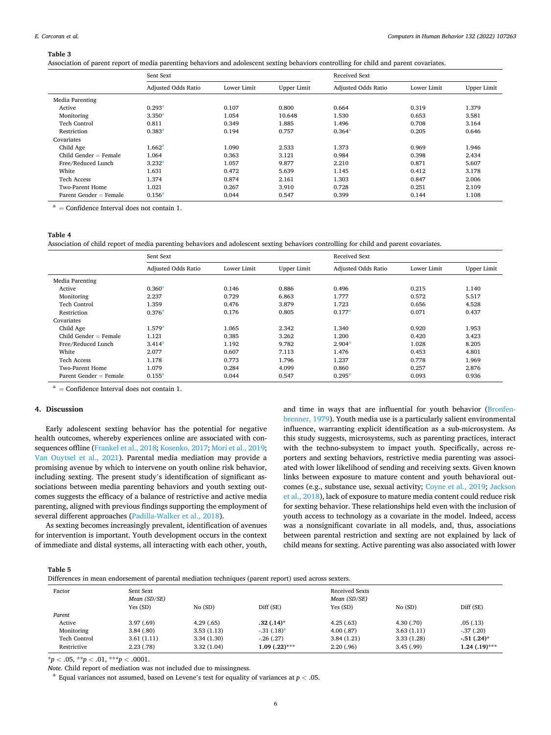**Table 3**
Association of parent report of media parenting behaviors and adolescent sexting behaviors controlling for child and parent covariates.

| | Sent Sext | | | Received Sext | | |
|---|---|---|---|---|---|---|
| | Adjusted Odds Ratio | Lower Limit | Upper Limit | Adjusted Odds Ratio | Lower Limit | Upper Limit |
| Media Parenting | | | | | | |
| Active | 0.293[a] | 0.107 | 0.800 | 0.664 | 0.319 | 1.379 |
| Monitoring | 3.350[a] | 1.054 | 10.648 | 1.530 | 0.653 | 3.581 |
| Tech Control | 0.811 | 0.349 | 1.885 | 1.496 | 0.708 | 3.164 |
| Restriction | 0.383[a] | 0.194 | 0.757 | 0.364[a] | 0.205 | 0.646 |
| Covariates | | | | | | |
| Child Age | 1.662[a] | 1.090 | 2.533 | 1.373 | 0.969 | 1.946 |
| Child Gender = Female | 1.064 | 0.363 | 3.121 | 0.984 | 0.398 | 2.434 |
| Free/Reduced Lunch | 3.232[a] | 1.057 | 9.877 | 2.210 | 0.871 | 5.607 |
| White | 1.631 | 0.472 | 5.639 | 1.145 | 0.412 | 3.178 |
| Tech Access | 1.374 | 0.874 | 2.161 | 1.303 | 0.847 | 2.006 |
| Two-Parent Home | 1.021 | 0.267 | 3.910 | 0.728 | 0.251 | 2.109 |
| Parent Gender = Female | 0.156[a] | 0.044 | 0.547 | 0.399 | 0.144 | 1.108 |

[a] = Confidence Interval does not contain 1.

**Table 4**
Association of child report of media parenting behaviors and adolescent sexting behaviors controlling for child and parent covariates.

| | Sent Sext | | | Received Sext | | |
|---|---|---|---|---|---|---|
| | Adjusted Odds Ratio | Lower Limit | Upper Limit | Adjusted Odds Ratio | Lower Limit | Upper Limit |
| Media Parenting | | | | | | |
| Active | 0.360[a] | 0.146 | 0.886 | 0.496 | 0.215 | 1.140 |
| Monitoring | 2.237 | 0.729 | 6.863 | 1.777 | 0.572 | 5.517 |
| Tech Control | 1.359 | 0.476 | 3.879 | 1.723 | 0.656 | 4.528 |
| Restriction | 0.376[a] | 0.176 | 0.805 | 0.177[a] | 0.071 | 0.437 |
| Covariates | | | | | | |
| Child Age | 1.579[a] | 1.065 | 2.342 | 1.340 | 0.920 | 1.953 |
| Child Gender = Female | 1.121 | 0.385 | 3.262 | 1.200 | 0.420 | 3.423 |
| Free/Reduced Lunch | 3.414[a] | 1.192 | 9.782 | 2.904[a] | 1.028 | 8.205 |
| White | 2.077 | 0.607 | 7.113 | 1.476 | 0.453 | 4.801 |
| Tech Access | 1.178 | 0.773 | 1.796 | 1.237 | 0.778 | 1.969 |
| Two-Parent Home | 1.079 | 0.284 | 4.099 | 0.860 | 0.257 | 2.876 |
| Parent Gender = Female | 0.155[a] | 0.044 | 0.547 | 0.295[a] | 0.093 | 0.936 |

[a] = Confidence Interval does not contain 1.

## 4. Discussion

Early adolescent sexting behavior has the potential for negative health outcomes, whereby experiences online are associated with consequences offline (Frankel et al., 2018; Kosenko, 2017; Mori et al., 2019; Van Ouytsel et al., 2021). Parental media mediation may provide a promising avenue by which to intervene on youth online risk behavior, including sexting. The present study's identification of significant associations between media parenting behaviors and youth sexting outcomes suggests the efficacy of a balance of restrictive and active media parenting, aligned with previous findings supporting the employment of several different approaches (Padilla-Walker et al., 2018).

As sexting becomes increasingly prevalent, identification of avenues for intervention is important. Youth development occurs in the context of immediate and distal systems, all interacting with each other, youth, and time in ways that are influential for youth behavior (Bronfenbrenner, 1979). Youth media use is a particularly salient environmental influence, warranting explicit identification as a sub-microsystem. As this study suggests, microsystems, such as parenting practices, interact with the techno-subsystem to impact youth. Specifically, across reporters and sexting behaviors, restrictive media parenting was associated with lower likelihood of sending and receiving sexts. Given known links between exposure to mature content and youth behavioral outcomes (e.g., substance use, sexual activity; Coyne et al., 2019; Jackson et al., 2018), lack of exposure to mature media content could reduce risk for sexting behavior. These relationships held even with the inclusion of youth access to technology as a covariate in the model. Indeed, access was a nonsignificant covariate in all models, and, thus, associations between parental restriction and sexting are not explained by lack of child means for sexting. Active parenting was also associated with lower

**Table 5**
Differences in mean endorsement of parental mediation techniques (parent report) used across sexters.

| Factor | Sent Sext *Mean (SD/SE)* | | | Received Sexts *Mean (SD/SE)* | | |
|---|---|---|---|---|---|---|
| | Yes (SD) | No (SD) | Diff (SE) | Yes (SD) | No (SD) | Diff (SE) |
| *Parent* | | | | | | |
| Active | 3.97 (.69) | 4.29 (.65) | **.32 (.14)*** | 4.25 (.63) | 4.30 (.70) | .05 (.13) |
| Monitoring | 3.84 (.80) | 3.53 (1.13) | -.31 (.18)[a] | 4.00 (.87) | 3.63 (1.11) | -.37 (.20) |
| Tech Control | 3.61 (1.11) | 3.34 (1.30) | -.26 (.27) | 3.84 (1.21) | 3.33 (1.28) | **-.51 (.24)*** |
| Restrictive | 2.23 (.78) | 3.32 (1.04) | **1.09 (.22)***** | 2.20 (.96) | 3.45 (.99) | **1.24 (.19)***** |

*$p < .05$, **$p < .01$, ***$p < .0001$.

*Note.* Child report of mediation was not included due to missingness.

[a] Equal variances not assumed, based on Levene's test for equality of variances at $p < .05$.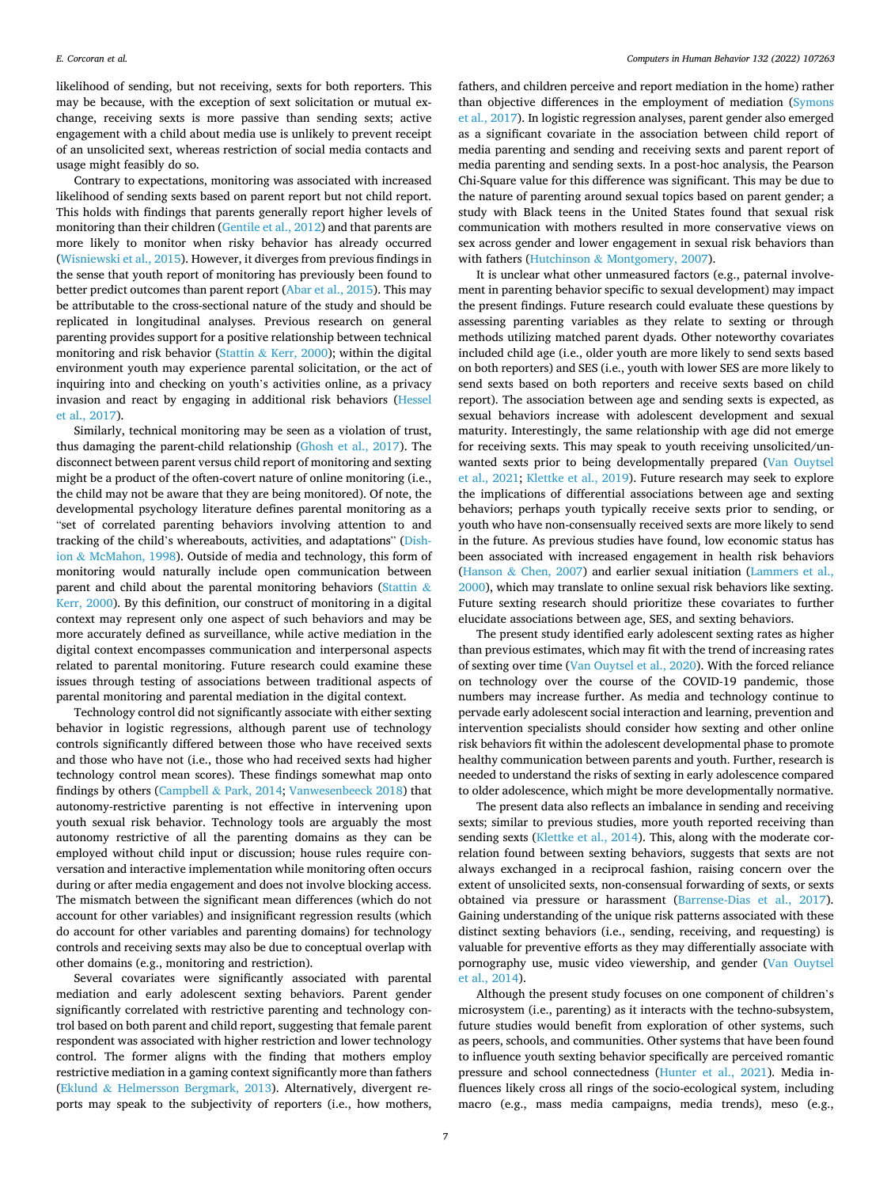likelihood of sending, but not receiving, sexts for both reporters. This may be because, with the exception of sext solicitation or mutual exchange, receiving sexts is more passive than sending sexts; active engagement with a child about media use is unlikely to prevent receipt of an unsolicited sext, whereas restriction of social media contacts and usage might feasibly do so.

Contrary to expectations, monitoring was associated with increased likelihood of sending sexts based on parent report but not child report. This holds with findings that parents generally report higher levels of monitoring than their children (Gentile et al., 2012) and that parents are more likely to monitor when risky behavior has already occurred (Wisniewski et al., 2015). However, it diverges from previous findings in the sense that youth report of monitoring has previously been found to better predict outcomes than parent report (Abar et al., 2015). This may be attributable to the cross-sectional nature of the study and should be replicated in longitudinal analyses. Previous research on general parenting provides support for a positive relationship between technical monitoring and risk behavior (Stattin & Kerr, 2000); within the digital environment youth may experience parental solicitation, or the act of inquiring into and checking on youth's activities online, as a privacy invasion and react by engaging in additional risk behaviors (Hessel et al., 2017).

Similarly, technical monitoring may be seen as a violation of trust, thus damaging the parent-child relationship (Ghosh et al., 2017). The disconnect between parent versus child report of monitoring and sexting might be a product of the often-covert nature of online monitoring (i.e., the child may not be aware that they are being monitored). Of note, the developmental psychology literature defines parental monitoring as a "set of correlated parenting behaviors involving attention to and tracking of the child's whereabouts, activities, and adaptations" (Dishion & McMahon, 1998). Outside of media and technology, this form of monitoring would naturally include open communication between parent and child about the parental monitoring behaviors (Stattin & Kerr, 2000). By this definition, our construct of monitoring in a digital context may represent only one aspect of such behaviors and may be more accurately defined as surveillance, while active mediation in the digital context encompasses communication and interpersonal aspects related to parental monitoring. Future research could examine these issues through testing of associations between traditional aspects of parental monitoring and parental mediation in the digital context.

Technology control did not significantly associate with either sexting behavior in logistic regressions, although parent use of technology controls significantly differed between those who have received sexts and those who have not (i.e., those who had received sexts had higher technology control mean scores). These findings somewhat map onto findings by others (Campbell & Park, 2014; Vanwesenbeeck 2018) that autonomy-restrictive parenting is not effective in intervening upon youth sexual risk behavior. Technology tools are arguably the most autonomy restrictive of all the parenting domains as they can be employed without child input or discussion; house rules require conversation and interactive implementation while monitoring often occurs during or after media engagement and does not involve blocking access. The mismatch between the significant mean differences (which do not account for other variables) and insignificant regression results (which do account for other variables and parenting domains) for technology controls and receiving sexts may also be due to conceptual overlap with other domains (e.g., monitoring and restriction).

Several covariates were significantly associated with parental mediation and early adolescent sexting behaviors. Parent gender significantly correlated with restrictive parenting and technology control based on both parent and child report, suggesting that female parent respondent was associated with higher restriction and lower technology control. The former aligns with the finding that mothers employ restrictive mediation in a gaming context significantly more than fathers (Eklund & Helmersson Bergmark, 2013). Alternatively, divergent reports may speak to the subjectivity of reporters (i.e., how mothers, fathers, and children perceive and report mediation in the home) rather than objective differences in the employment of mediation (Symons et al., 2017). In logistic regression analyses, parent gender also emerged as a significant covariate in the association between child report of media parenting and sending and receiving sexts and parent report of media parenting and sending sexts. In a post-hoc analysis, the Pearson Chi-Square value for this difference was significant. This may be due to the nature of parenting around sexual topics based on parent gender; a study with Black teens in the United States found that sexual risk communication with mothers resulted in more conservative views on sex across gender and lower engagement in sexual risk behaviors than with fathers (Hutchinson & Montgomery, 2007).

It is unclear what other unmeasured factors (e.g., paternal involvement in parenting behavior specific to sexual development) may impact the present findings. Future research could evaluate these questions by assessing parenting variables as they relate to sexting or through methods utilizing matched parent dyads. Other noteworthy covariates included child age (i.e., older youth are more likely to send sexts based on both reporters) and SES (i.e., youth with lower SES are more likely to send sexts based on both reporters and receive sexts based on child report). The association between age and sending sexts is expected, as sexual behaviors increase with adolescent development and sexual maturity. Interestingly, the same relationship with age did not emerge for receiving sexts. This may speak to youth receiving unsolicited/unwanted sexts prior to being developmentally prepared (Van Ouytsel et al., 2021; Klettke et al., 2019). Future research may seek to explore the implications of differential associations between age and sexting behaviors; perhaps youth typically receive sexts prior to sending, or youth who have non-consensually received sexts are more likely to send in the future. As previous studies have found, low economic status has been associated with increased engagement in health risk behaviors (Hanson & Chen, 2007) and earlier sexual initiation (Lammers et al., 2000), which may translate to online sexual risk behaviors like sexting. Future sexting research should prioritize these covariates to further elucidate associations between age, SES, and sexting behaviors.

The present study identified early adolescent sexting rates as higher than previous estimates, which may fit with the trend of increasing rates of sexting over time (Van Ouytsel et al., 2020). With the forced reliance on technology over the course of the COVID-19 pandemic, those numbers may increase further. As media and technology continue to pervade early adolescent social interaction and learning, prevention and intervention specialists should consider how sexting and other online risk behaviors fit within the adolescent developmental phase to promote healthy communication between parents and youth. Further, research is needed to understand the risks of sexting in early adolescence compared to older adolescence, which might be more developmentally normative.

The present data also reflects an imbalance in sending and receiving sexts; similar to previous studies, more youth reported receiving than sending sexts (Klettke et al., 2014). This, along with the moderate correlation found between sexting behaviors, suggests that sexts are not always exchanged in a reciprocal fashion, raising concern over the extent of unsolicited sexts, non-consensual forwarding of sexts, or sexts obtained via pressure or harassment (Barrense-Dias et al., 2017). Gaining understanding of the unique risk patterns associated with these distinct sexting behaviors (i.e., sending, receiving, and requesting) is valuable for preventive efforts as they may differentially associate with pornography use, music video viewership, and gender (Van Ouytsel et al., 2014).

Although the present study focuses on one component of children's microsystem (i.e., parenting) as it interacts with the techno-subsystem, future studies would benefit from exploration of other systems, such as peers, schools, and communities. Other systems that have been found to influence youth sexting behavior specifically are perceived romantic pressure and school connectedness (Hunter et al., 2021). Media influences likely cross all rings of the socio-ecological system, including macro (e.g., mass media campaigns, media trends), meso (e.g.,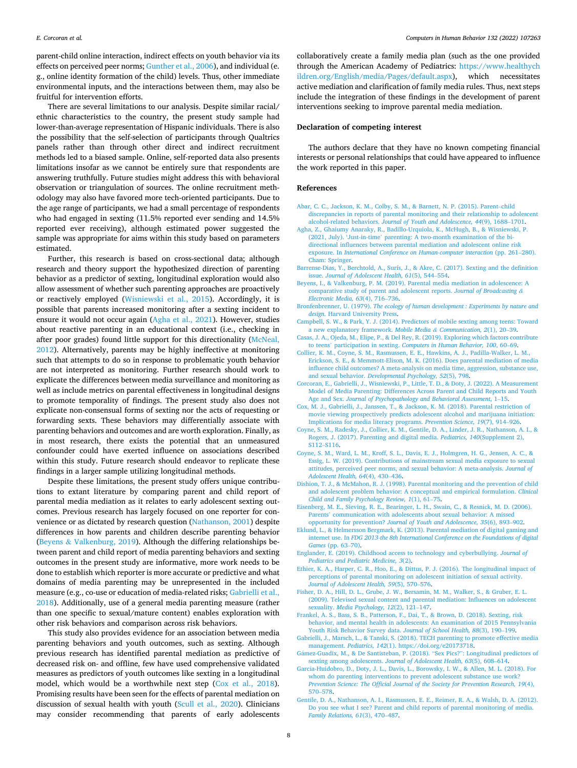parent-child online interaction, indirect effects on youth behavior via its effects on perceived peer norms; Gunther et al., 2006), and individual (e.g., online identity formation of the child) levels. Thus, other immediate environmental inputs, and the interactions between them, may also be fruitful for intervention efforts.

There are several limitations to our analysis. Despite similar racial/ethnic characteristics to the country, the present study sample had lower-than-average representation of Hispanic individuals. There is also the possibility that the self-selection of participants through Qualtrics panels rather than through other direct and indirect recruitment methods led to a biased sample. Online, self-reported data also presents limitations insofar as we cannot be entirely sure that respondents are answering truthfully. Future studies might address this with behavioral observation or triangulation of sources. The online recruitment methodology may also have favored more tech-oriented participants. Due to the age range of participants, we had a small percentage of respondents who had engaged in sexting (11.5% reported ever sending and 14.5% reported ever receiving), although estimated power suggested the sample was appropriate for aims within this study based on parameters estimated.

Further, this research is based on cross-sectional data; although research and theory support the hypothesized direction of parenting behavior as a predictor of sexting, longitudinal exploration would also allow assessment of whether such parenting approaches are proactively or reactively employed (Wisniewski et al., 2015). Accordingly, it is possible that parents increased monitoring after a sexting incident to ensure it would not occur again (Agha et al., 2021). However, studies about reactive parenting in an educational context (i.e., checking in after poor grades) found little support for this directionality (McNeal, 2012). Alternatively, parents may be highly ineffective at monitoring such that attempts to do so in response to problematic youth behavior are not interpreted as monitoring. Further research should work to explicate the differences between media surveillance and monitoring as well as include metrics on parental effectiveness in longitudinal designs to promote temporality of findings. The present study also does not explicate non-consensual forms of sexting nor the acts of requesting or forwarding sexts. These behaviors may differentially associate with parenting behaviors and outcomes and are worth exploration. Finally, as in most research, there exists the potential that an unmeasured confounder could have exerted influence on associations described within this study. Future research should endeavor to replicate these findings in a larger sample utilizing longitudinal methods.

Despite these limitations, the present study offers unique contributions to extant literature by comparing parent and child report of parental media mediation as it relates to early adolescent sexting outcomes. Previous research has largely focused on one reporter for convenience or as dictated by research question (Nathanson, 2001) despite differences in how parents and children describe parenting behavior (Beyens & Valkenburg, 2019). Although the differing relationships between parent and child report of media parenting behaviors and sexting outcomes in the present study are informative, more work needs to be done to establish which reporter is more accurate or predictive and what domains of media parenting may be unrepresented in the included measure (e.g., co-use or education of media-related risks; Gabrielli et al., 2018). Additionally, use of a general media parenting measure (rather than one specific to sexual/mature content) enables exploration with other risk behaviors and comparison across risk behaviors.

This study also provides evidence for an association between media parenting behaviors and youth outcomes, such as sexting. Although previous research has identified parental mediation as predictive of decreased risk on- and offline, few have used comprehensive validated measures as predictors of youth outcomes like sexting in a longitudinal model, which would be a worthwhile next step (Cox et al., 2018). Promising results have been seen for the effects of parental mediation on discussion of sexual health with youth (Scull et al., 2020). Clinicians may consider recommending that parents of early adolescents collaboratively create a family media plan (such as the one provided through the American Academy of Pediatrics: https://www.healthychildren.org/English/media/Pages/default.aspx), which necessitates active mediation and clarification of family media rules. Thus, next steps include the integration of these findings in the development of parent interventions seeking to improve parental media mediation.

## Declaration of competing interest

The authors declare that they have no known competing financial interests or personal relationships that could have appeared to influence the work reported in this paper.

## References

Abar, C. C., Jackson, K. M., Colby, S. M., & Barnett, N. P. (2015). Parent–child discrepancies in reports of parental monitoring and their relationship to adolescent alcohol-related behaviors. *Journal of Youth and Adolescence, 44*(9), 1688–1701.

Agha, Z., Ghaiumy Anaraky, R., Badillo-Urquiola, K., McHugh, B., & Wisniewski, P. (2021, July). 'Just-in-time' parenting: A two-month examination of the bi-directional influences between parental mediation and adolescent online risk exposure. In *International Conference on Human-computer interaction* (pp. 261–280). Cham: Springer.

Barrense-Dias, Y., Berchtold, A., Surís, J., & Akre, C. (2017). Sexting and the definition issue. *Journal of Adolescent Health, 61*(5), 544–554.

Beyens, I., & Valkenburg, P. M. (2019). Parental media mediation in adolescence: A comparative study of parent and adolescent reports. *Journal of Broadcasting & Electronic Media, 63*(4), 716–736.

Bronfenbrenner, U. (1979). *The ecology of human development : Experiments by nature and design*. Harvard University Press.

Campbell, S. W., & Park, Y. J. (2014). Predictors of mobile sexting among teens: Toward a new explanatory framework. *Mobile Media & Communication, 2*(1), 20–39.

Casas, J. A., Ojeda, M., Elipe, P., & Del Rey, R. (2019). Exploring which factors contribute to teens' participation in sexting. *Computers in Human Behavior, 100*, 60–69.

Collier, K. M., Coyne, S. M., Rasmussen, E. E., Hawkins, A. J., Padilla-Walker, L. M., Erickson, S. E., & Memmott-Elison, M. K. (2016). Does parental mediation of media influence child outcomes? A meta-analysis on media time, aggression, substance use, and sexual behavior. *Developmental Psychology, 52*(5), 798.

Corcoran, E., Gabrielli, J., Wisniewski, P., Little, T. D., & Doty, J. (2022). A Measurement Model of Media Parenting: Differences Across Parent and Child Reports and Youth Age and Sex. *Journal of Psychopathology and Behavioral Assessment*, 1–15.

Cox, M. J., Gabrielli, J., Janssen, T., & Jackson, K. M. (2018). Parental restriction of movie viewing prospectively predicts adolescent alcohol and marijuana initiation: Implications for media literacy programs. *Prevention Science, 19*(7), 914–926.

Coyne, S. M., Radesky, J., Collier, K. M., Gentile, D. A., Linder, J. R., Nathanson, A. I., & Rogers, J. (2017). Parenting and digital media. *Pediatrics, 140*(Supplement 2), S112–S116.

Coyne, S. M., Ward, L. M., Kroff, S. L., Davis, E. J., Holmgren, H. G., Jensen, A. C., & Essig, L. W. (2019). Contributions of mainstream sexual media exposure to sexual attitudes, perceived peer norms, and sexual behavior: A meta-analysis. *Journal of Adolescent Health, 64*(4), 430–436.

Dishion, T. J., & McMahon, R. J. (1998). Parental monitoring and the prevention of child and adolescent problem behavior: A conceptual and empirical formulation. *Clinical Child and Family Psychology Review, 1*(1), 61–75.

Eisenberg, M. E., Sieving, R. E., Bearinger, L. H., Swain, C., & Resnick, M. D. (2006). Parents' communication with adolescents about sexual behavior: A missed opportunity for prevention? *Journal of Youth and Adolescence, 35*(6), 893–902.

Eklund, L., & Helmersson Bergmark, K. (2013). Parental mediation of digital gaming and internet use. In *FDG 2013-the 8th International Conference on the Foundations of digital Games* (pp. 63–70).

Englander, E. (2019). Childhood access to technology and cyberbullying. *Journal of Pediatrics and Pediatric Medicine, 3*(2).

Ethier, K. A., Harper, C. R., Hoo, E., & Dittus, P. J. (2016). The longitudinal impact of perceptions of parental monitoring on adolescent initiation of sexual activity. *Journal of Adolescent Health, 59*(5), 570–576.

Fisher, D. A., Hill, D. L., Grube, J. W., Bersamin, M. M., Walker, S., & Gruber, E. L. (2009). Televised sexual content and parental mediation: Influences on adolescent sexuality. *Media Psychology, 12*(2), 121–147.

Frankel, A. S., Bass, S. B., Patterson, F., Dai, T., & Brown, D. (2018). Sexting, risk behavior, and mental health in adolescents: An examination of 2015 Pennsylvania Youth Risk Behavior Survey data. *Journal of School Health, 88*(3), 190–199.

Gabrielli, J., Marsch, L., & Tanski, S. (2018). TECH parenting to promote effective media management. *Pediatrics, 142*(1). https://doi.org/e20173718.

Gámez-Guadix, M., & De Santisteban, P. (2018). "Sex Pics?": Longitudinal predictors of sexting among adolescents. *Journal of Adolescent Health, 63*(5), 608–614.

Garcia-Huidobro, D., Doty, J. L., Davis, L., Borowsky, I. W., & Allen, M. L. (2018). For whom do parenting interventions to prevent adolescent substance use work? *Prevention Science: The Official Journal of the Society for Prevention Research, 19*(4), 570–578.

Gentile, D. A., Nathanson, A. I., Rasmussen, E. E., Reimer, R. A., & Walsh, D. A. (2012). Do you see what I see? Parent and child reports of parental monitoring of media. *Family Relations, 61*(3), 470–487.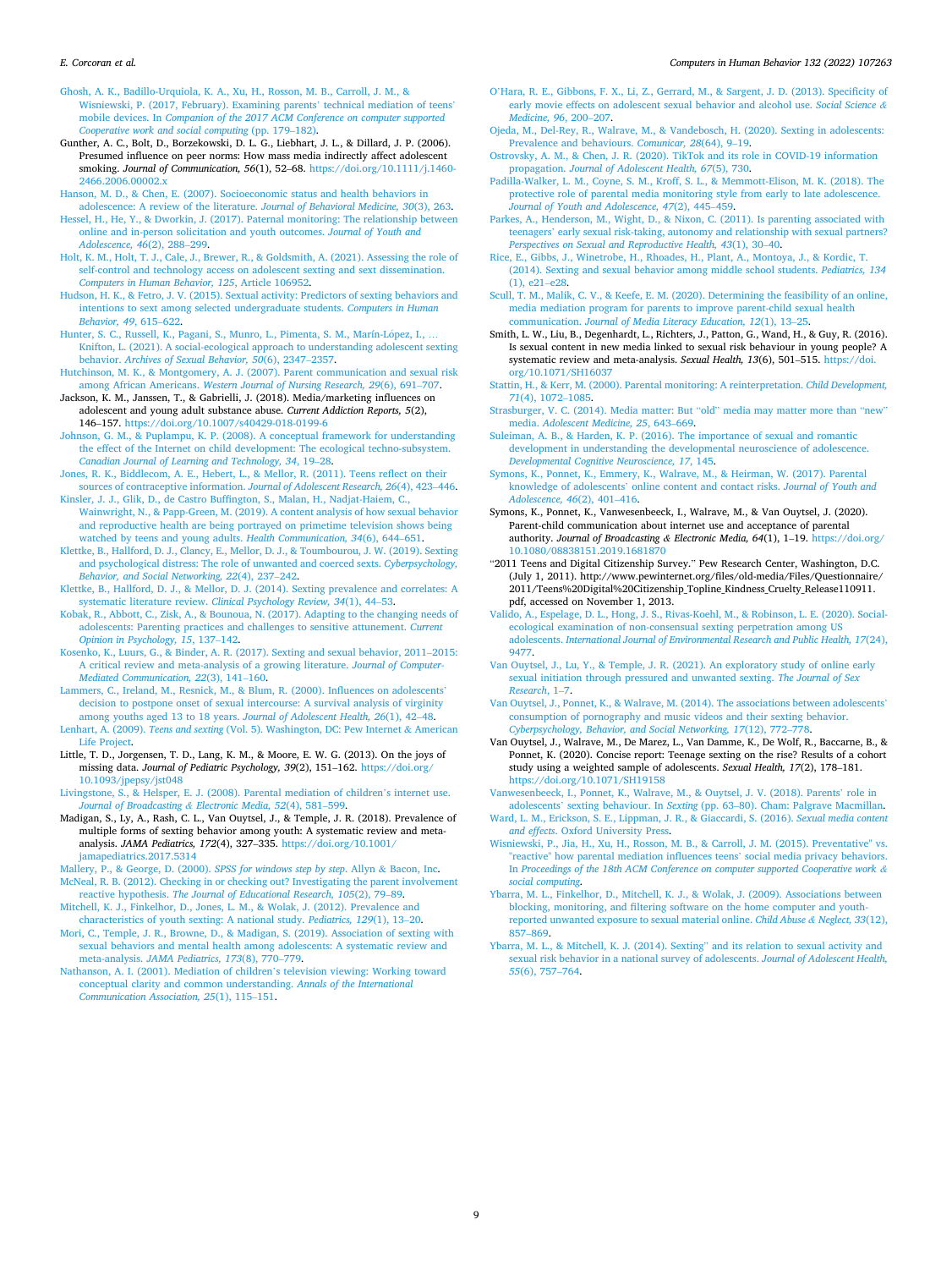Ghosh, A. K., Badillo-Urquiola, K. A., Xu, H., Rosson, M. B., Carroll, J. M., & Wisniewski, P. (2017, February). Examining parents' technical mediation of teens' mobile devices. In *Companion of the 2017 ACM Conference on computer supported Cooperative work and social computing* (pp. 179–182).

Gunther, A. C., Bolt, D., Borzekowski, D. L. G., Liebhart, J. L., & Dillard, J. P. (2006). Presumed influence on peer norms: How mass media indirectly affect adolescent smoking. *Journal of Communication, 56*(1), 52–68. https://doi.org/10.1111/j.1460-2466.2006.00002.x

Hanson, M. D., & Chen, E. (2007). Socioeconomic status and health behaviors in adolescence: A review of the literature. *Journal of Behavioral Medicine, 30*(3), 263.

Hessel, H., He, Y., & Dworkin, J. (2017). Paternal monitoring: The relationship between online and in-person solicitation and youth outcomes. *Journal of Youth and Adolescence, 46*(2), 288–299.

Holt, K. M., Holt, T. J., Cale, J., Brewer, R., & Goldsmith, A. (2021). Assessing the role of self-control and technology access on adolescent sexting and sext dissemination. *Computers in Human Behavior, 125*, Article 106952.

Hudson, H. K., & Fetro, J. V. (2015). Sextual activity: Predictors of sexting behaviors and intentions to sext among selected undergraduate students. *Computers in Human Behavior, 49*, 615–622.

Hunter, S. C., Russell, K., Pagani, S., Munro, L., Pimenta, S. M., Marín-López, I., … Knifton, L. (2021). A social-ecological approach to understanding adolescent sexting behavior. *Archives of Sexual Behavior, 50*(6), 2347–2357.

Hutchinson, M. K., & Montgomery, A. J. (2007). Parent communication and sexual risk among African Americans. *Western Journal of Nursing Research, 29*(6), 691–707.

Jackson, K. M., Janssen, T., & Gabrielli, J. (2018). Media/marketing influences on adolescent and young adult substance abuse. *Current Addiction Reports, 5*(2), 146–157. https://doi.org/10.1007/s40429-018-0199-6

Johnson, G. M., & Puplampu, K. P. (2008). A conceptual framework for understanding the effect of the Internet on child development: The ecological techno-subsystem. *Canadian Journal of Learning and Technology, 34*, 19–28.

Jones, R. K., Biddlecom, A. E., Hebert, L., & Mellor, R. (2011). Teens reflect on their sources of contraceptive information. *Journal of Adolescent Research, 26*(4), 423–446.

Kinsler, J. J., Glik, D., de Castro Buffington, S., Malan, H., Nadjat-Haiem, C., Wainwright, N., & Papp-Green, M. (2019). A content analysis of how sexual behavior and reproductive health are being portrayed on primetime television shows being watched by teens and young adults. *Health Communication, 34*(6), 644–651.

Klettke, B., Hallford, D. J., Clancy, E., Mellor, D. J., & Toumbourou, J. W. (2019). Sexting and psychological distress: The role of unwanted and coerced sexts. *Cyberpsychology, Behavior, and Social Networking, 22*(4), 237–242.

Klettke, B., Hallford, D. J., & Mellor, D. J. (2014). Sexting prevalence and correlates: A systematic literature review. *Clinical Psychology Review, 34*(1), 44–53.

Kobak, R., Abbott, C., Zisk, A., & Bounoua, N. (2017). Adapting to the changing needs of adolescents: Parenting practices and challenges to sensitive attunement. *Current Opinion in Psychology, 15*, 137–142.

Kosenko, K., Luurs, G., & Binder, A. R. (2017). Sexting and sexual behavior, 2011–2015: A critical review and meta-analysis of a growing literature. *Journal of Computer-Mediated Communication, 22*(3), 141–160.

Lammers, C., Ireland, M., Resnick, M., & Blum, R. (2000). Influences on adolescents' decision to postpone onset of sexual intercourse: A survival analysis of virginity among youths aged 13 to 18 years. *Journal of Adolescent Health, 26*(1), 42–48.

Lenhart, A. (2009). *Teens and sexting* (Vol. 5). Washington, DC: Pew Internet & American Life Project.

Little, T. D., Jorgensen, T. D., Lang, K. M., & Moore, E. W. G. (2013). On the joys of missing data. *Journal of Pediatric Psychology, 39*(2), 151–162. https://doi.org/10.1093/jpepsy/jst048

Livingstone, S., & Helsper, E. J. (2008). Parental mediation of children's internet use. *Journal of Broadcasting & Electronic Media, 52*(4), 581–599.

Madigan, S., Ly, A., Rash, C. L., Van Ouytsel, J., & Temple, J. R. (2018). Prevalence of multiple forms of sexting behavior among youth: A systematic review and meta-analysis. *JAMA Pediatrics, 172*(4), 327–335. https://doi.org/10.1001/jamapediatrics.2017.5314

Mallery, P., & George, D. (2000). *SPSS for windows step by step*. Allyn & Bacon, Inc.

McNeal, R. B. (2012). Checking in or checking out? Investigating the parent involvement reactive hypothesis. *The Journal of Educational Research, 105*(2), 79–89.

Mitchell, K. J., Finkelhor, D., Jones, L. M., & Wolak, J. (2012). Prevalence and characteristics of youth sexting: A national study. *Pediatrics, 129*(1), 13–20.

Mori, C., Temple, J. R., Browne, D., & Madigan, S. (2019). Association of sexting with sexual behaviors and mental health among adolescents: A systematic review and meta-analysis. *JAMA Pediatrics, 173*(8), 770–779.

Nathanson, A. I. (2001). Mediation of children's television viewing: Working toward conceptual clarity and common understanding. *Annals of the International Communication Association, 25*(1), 115–151.

O'Hara, R. E., Gibbons, F. X., Li, Z., Gerrard, M., & Sargent, J. D. (2013). Specificity of early movie effects on adolescent sexual behavior and alcohol use. *Social Science & Medicine, 96*, 200–207.

Ojeda, M., Del-Rey, R., Walrave, M., & Vandebosch, H. (2020). Sexting in adolescents: Prevalence and behaviours. *Comunicar, 28*(64), 9–19.

Ostrovsky, A. M., & Chen, J. R. (2020). TikTok and its role in COVID-19 information propagation. *Journal of Adolescent Health, 67*(5), 730.

Padilla-Walker, L. M., Coyne, S. M., Kroff, S. L., & Memmott-Elison, M. K. (2018). The protective role of parental media monitoring style from early to late adolescence. *Journal of Youth and Adolescence, 47*(2), 445–459.

Parkes, A., Henderson, M., Wight, D., & Nixon, C. (2011). Is parenting associated with teenagers' early sexual risk-taking, autonomy and relationship with sexual partners? *Perspectives on Sexual and Reproductive Health, 43*(1), 30–40.

Rice, E., Gibbs, J., Winetrobe, H., Rhoades, H., Plant, A., Montoya, J., & Kordic, T. (2014). Sexting and sexual behavior among middle school students. *Pediatrics, 134*(1), e21–e28.

Scull, T. M., Malik, C. V., & Keefe, E. M. (2020). Determining the feasibility of an online, media mediation program for parents to improve parent-child sexual health communication. *Journal of Media Literacy Education, 12*(1), 13–25.

Smith, L. W., Liu, B., Degenhardt, L., Richters, J., Patton, G., Wand, H., & Guy, R. (2016). Is sexual content in new media linked to sexual risk behaviour in young people? A systematic review and meta-analysis. *Sexual Health, 13*(6), 501–515. https://doi.org/10.1071/SH16037

Stattin, H., & Kerr, M. (2000). Parental monitoring: A reinterpretation. *Child Development, 71*(4), 1072–1085.

Strasburger, V. C. (2014). Media matter: But "old" media may matter more than "new" media. *Adolescent Medicine, 25*, 643–669.

Suleiman, A. B., & Harden, K. P. (2016). The importance of sexual and romantic development in understanding the developmental neuroscience of adolescence. *Developmental Cognitive Neuroscience, 17*, 145.

Symons, K., Ponnet, K., Emmery, K., Walrave, M., & Heirman, W. (2017). Parental knowledge of adolescents' online content and contact risks. *Journal of Youth and Adolescence, 46*(2), 401–416.

Symons, K., Ponnet, K., Vanwesenbeeck, I., Walrave, M., & Van Ouytsel, J. (2020). Parent-child communication about internet use and acceptance of parental authority. *Journal of Broadcasting & Electronic Media, 64*(1), 1–19. https://doi.org/10.1080/08838151.2019.1681870

"2011 Teens and Digital Citizenship Survey." Pew Research Center, Washington, D.C. (July 1, 2011). http://www.pewinternet.org/files/old-media/Files/Questionnaire/2011/Teens%20Digital%20Citizenship_Topline_Kindness_Cruelty_Release110911.pdf, accessed on November 1, 2013.

Valido, A., Espelage, D. L., Hong, J. S., Rivas-Koehl, M., & Robinson, L. E. (2020). Social-ecological examination of non-consensual sexting perpetration among US adolescents. *International Journal of Environmental Research and Public Health, 17*(24), 9477.

Van Ouytsel, J., Lu, Y., & Temple, J. R. (2021). An exploratory study of online early sexual initiation through pressured and unwanted sexting. *The Journal of Sex Research*, 1–7.

Van Ouytsel, J., Ponnet, K., & Walrave, M. (2014). The associations between adolescents' consumption of pornography and music videos and their sexting behavior. *Cyberpsychology, Behavior, and Social Networking, 17*(12), 772–778.

Van Ouytsel, J., Walrave, M., De Marez, L., Van Damme, K., De Wolf, R., Baccarne, B., & Ponnet, K. (2020). Concise report: Teenage sexting on the rise? Results of a cohort study using a weighted sample of adolescents. *Sexual Health, 17*(2), 178–181. https://doi.org/10.1071/SH19158

Vanwesenbeeck, I., Ponnet, K., Walrave, M., & Ouytsel, J. V. (2018). Parents' role in adolescents' sexting behaviour. In *Sexting* (pp. 63–80). Cham: Palgrave Macmillan.

Ward, L. M., Erickson, S. E., Lippman, J. R., & Giaccardi, S. (2016). *Sexual media content and effects*. Oxford University Press.

Wisniewski, P., Jia, H., Xu, H., Rosson, M. B., & Carroll, J. M. (2015). Preventative" vs. "reactive" how parental mediation influences teens' social media privacy behaviors. In *Proceedings of the 18th ACM Conference on computer supported Cooperative work & social computing*.

Ybarra, M. L., Finkelhor, D., Mitchell, K. J., & Wolak, J. (2009). Associations between blocking, monitoring, and filtering software on the home computer and youth-reported unwanted exposure to sexual material online. *Child Abuse & Neglect, 33*(12), 857–869.

Ybarra, M. L., & Mitchell, K. J. (2014). Sexting" and its relation to sexual activity and sexual risk behavior in a national survey of adolescents. *Journal of Adolescent Health, 55*(6), 757–764.